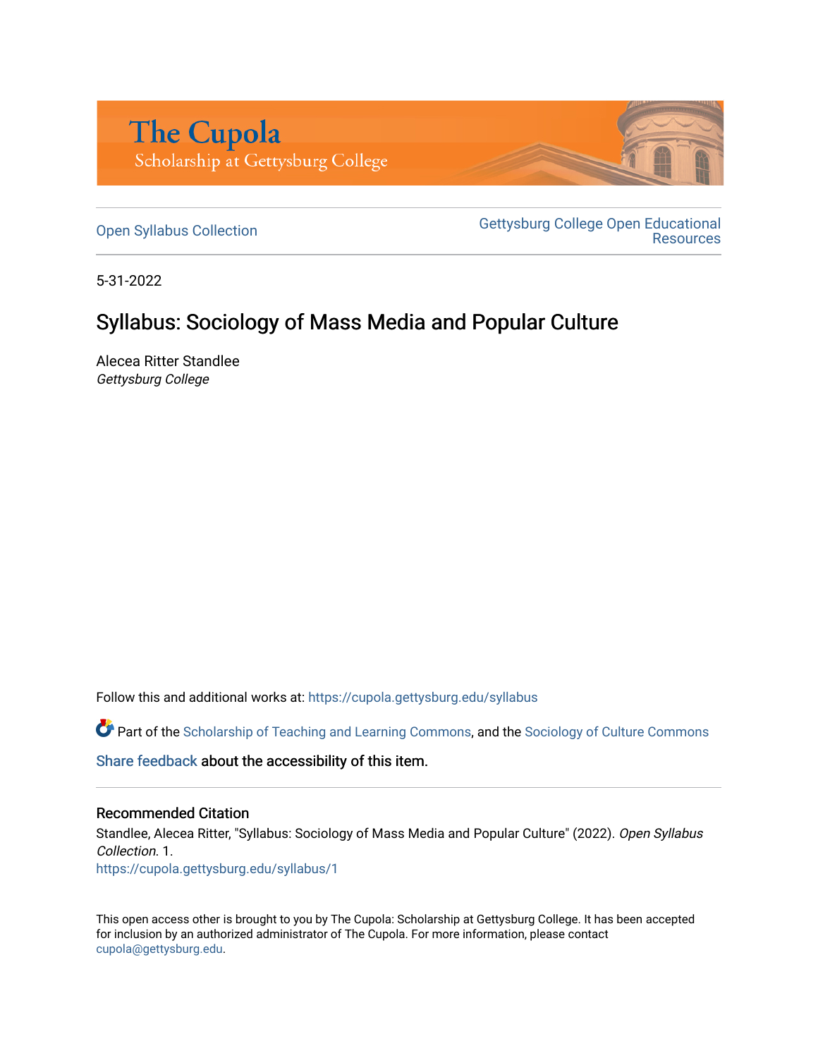The Cupola
Scholarship at Gettysburg College

Open Syllabus Collection | Gettysburg College Open Educational Resources

5-31-2022

# Syllabus: Sociology of Mass Media and Popular Culture

Alecea Ritter Standlee
*Gettysburg College*

Follow this and additional works at: https://cupola.gettysburg.edu/syllabus

Part of the Scholarship of Teaching and Learning Commons, and the Sociology of Culture Commons

Share feedback about the accessibility of this item.

## Recommended Citation

Standlee, Alecea Ritter, "Syllabus: Sociology of Mass Media and Popular Culture" (2022). *Open Syllabus Collection*. 1.
https://cupola.gettysburg.edu/syllabus/1

This open access other is brought to you by The Cupola: Scholarship at Gettysburg College. It has been accepted for inclusion by an authorized administrator of The Cupola. For more information, please contact cupola@gettysburg.edu.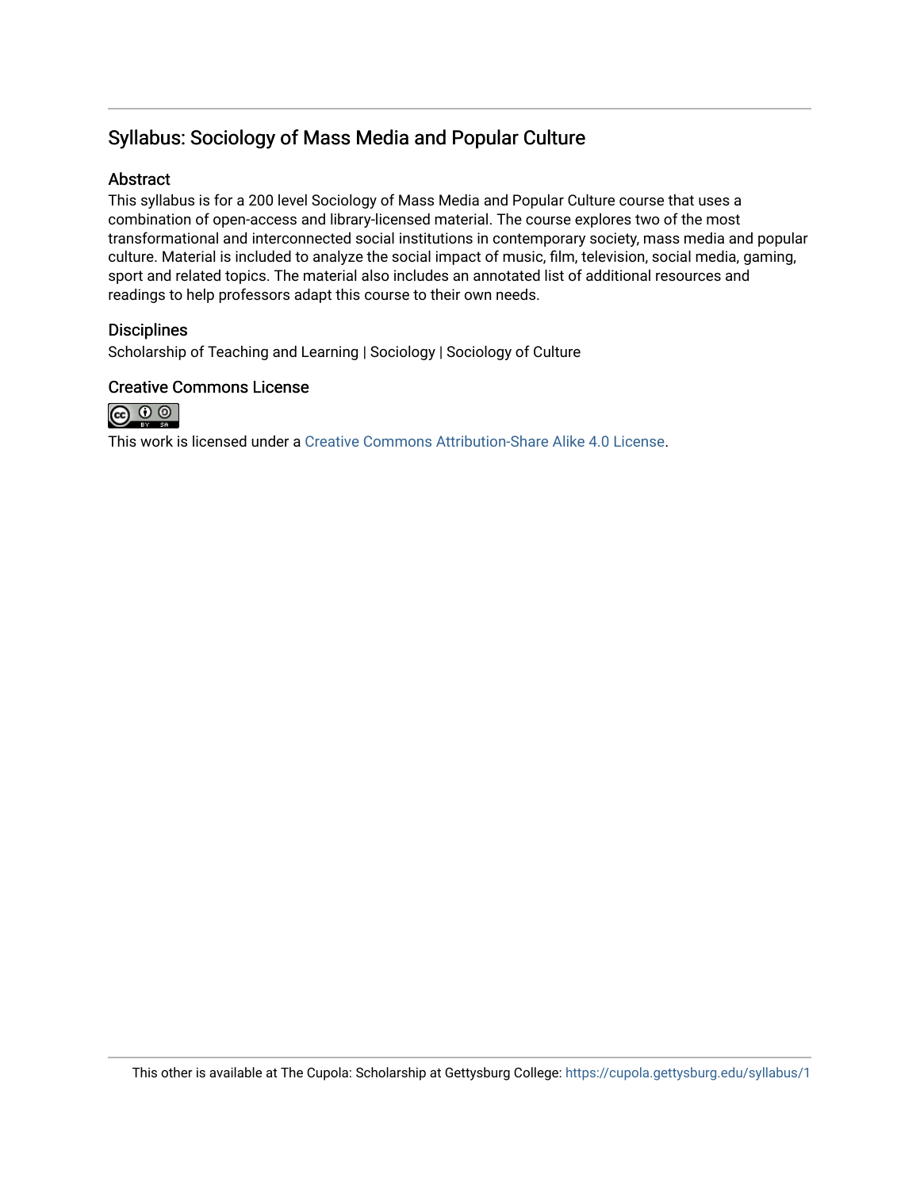## Syllabus: Sociology of Mass Media and Popular Culture

### Abstract

This syllabus is for a 200 level Sociology of Mass Media and Popular Culture course that uses a combination of open-access and library-licensed material. The course explores two of the most transformational and interconnected social institutions in contemporary society, mass media and popular culture. Material is included to analyze the social impact of music, film, television, social media, gaming, sport and related topics. The material also includes an annotated list of additional resources and readings to help professors adapt this course to their own needs.

### Disciplines

Scholarship of Teaching and Learning | Sociology | Sociology of Culture

### Creative Commons License

This work is licensed under a Creative Commons Attribution-Share Alike 4.0 License.

This other is available at The Cupola: Scholarship at Gettysburg College: https://cupola.gettysburg.edu/syllabus/1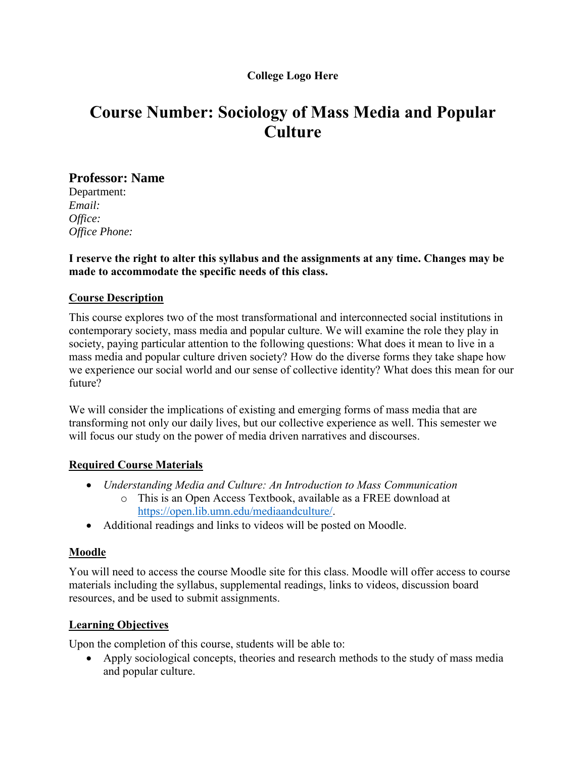**College Logo Here**

# Course Number: Sociology of Mass Media and Popular Culture

## Professor: Name

Department:
*Email:*
*Office:*
*Office Phone:*

**I reserve the right to alter this syllabus and the assignments at any time. Changes may be made to accommodate the specific needs of this class.**

### Course Description

This course explores two of the most transformational and interconnected social institutions in contemporary society, mass media and popular culture. We will examine the role they play in society, paying particular attention to the following questions: What does it mean to live in a mass media and popular culture driven society? How do the diverse forms they take shape how we experience our social world and our sense of collective identity? What does this mean for our future?

We will consider the implications of existing and emerging forms of mass media that are transforming not only our daily lives, but our collective experience as well. This semester we will focus our study on the power of media driven narratives and discourses.

### Required Course Materials

- *Understanding Media and Culture: An Introduction to Mass Communication*
    - This is an Open Access Textbook, available as a FREE download at [https://open.lib.umn.edu/mediaandculture/](https://open.lib.umn.edu/mediaandculture/).
- Additional readings and links to videos will be posted on Moodle.

### Moodle

You will need to access the course Moodle site for this class. Moodle will offer access to course materials including the syllabus, supplemental readings, links to videos, discussion board resources, and be used to submit assignments.

### Learning Objectives

Upon the completion of this course, students will be able to:

- Apply sociological concepts, theories and research methods to the study of mass media and popular culture.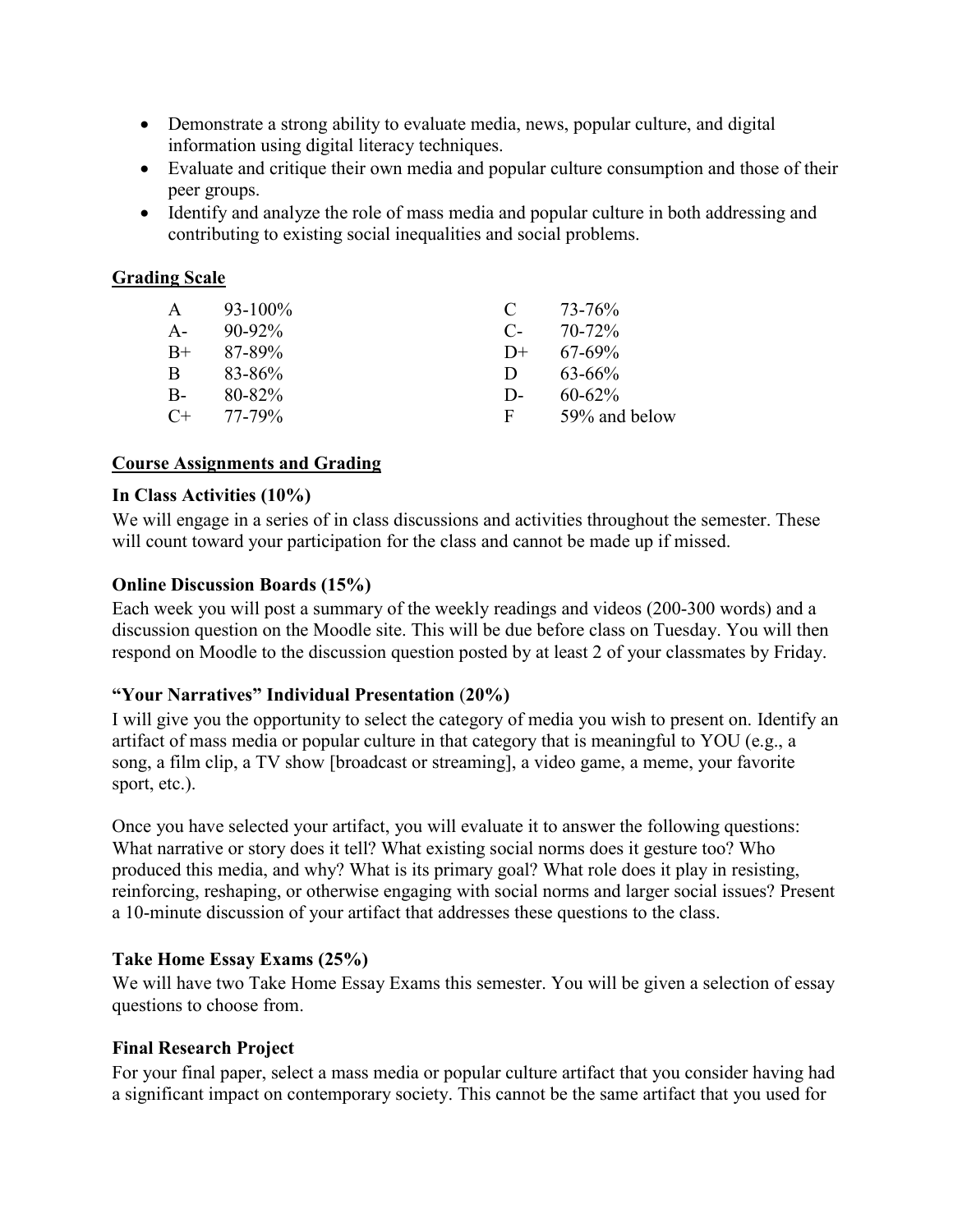- Demonstrate a strong ability to evaluate media, news, popular culture, and digital information using digital literacy techniques.
- Evaluate and critique their own media and popular culture consumption and those of their peer groups.
- Identify and analyze the role of mass media and popular culture in both addressing and contributing to existing social inequalities and social problems.

## Grading Scale

| | | | |
|---|---|---|---|
| A | 93-100% | C | 73-76% |
| A- | 90-92% | C- | 70-72% |
| B+ | 87-89% | D+ | 67-69% |
| B | 83-86% | D | 63-66% |
| B- | 80-82% | D- | 60-62% |
| C+ | 77-79% | F | 59% and below |

## Course Assignments and Grading

### In Class Activities (10%)

We will engage in a series of in class discussions and activities throughout the semester. These will count toward your participation for the class and cannot be made up if missed.

### Online Discussion Boards (15%)

Each week you will post a summary of the weekly readings and videos (200-300 words) and a discussion question on the Moodle site. This will be due before class on Tuesday. You will then respond on Moodle to the discussion question posted by at least 2 of your classmates by Friday.

### "Your Narratives" Individual Presentation (20%)

I will give you the opportunity to select the category of media you wish to present on. Identify an artifact of mass media or popular culture in that category that is meaningful to YOU (e.g., a song, a film clip, a TV show [broadcast or streaming], a video game, a meme, your favorite sport, etc.).

Once you have selected your artifact, you will evaluate it to answer the following questions: What narrative or story does it tell? What existing social norms does it gesture too? Who produced this media, and why? What is its primary goal? What role does it play in resisting, reinforcing, reshaping, or otherwise engaging with social norms and larger social issues? Present a 10-minute discussion of your artifact that addresses these questions to the class.

### Take Home Essay Exams (25%)

We will have two Take Home Essay Exams this semester. You will be given a selection of essay questions to choose from.

### Final Research Project

For your final paper, select a mass media or popular culture artifact that you consider having had a significant impact on contemporary society. This cannot be the same artifact that you used for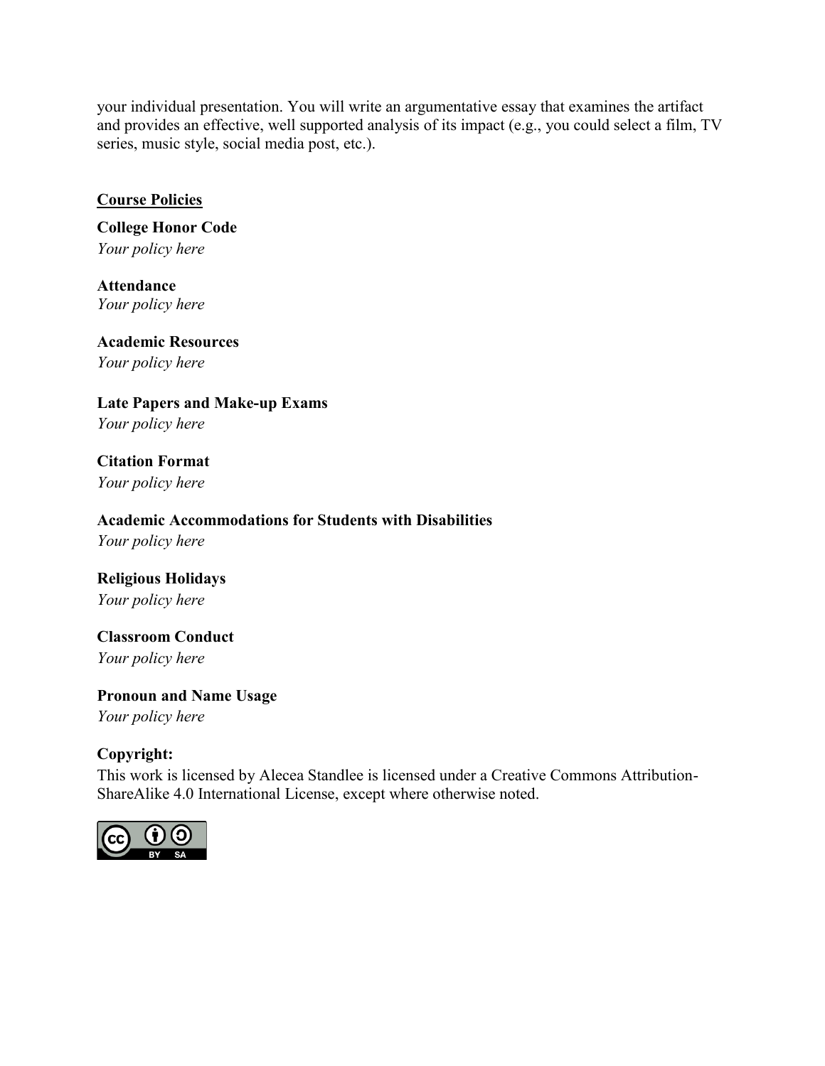your individual presentation. You will write an argumentative essay that examines the artifact and provides an effective, well supported analysis of its impact (e.g., you could select a film, TV series, music style, social media post, etc.).

## Course Policies

**College Honor Code**
*Your policy here*

**Attendance**
*Your policy here*

**Academic Resources**
*Your policy here*

**Late Papers and Make-up Exams**
*Your policy here*

**Citation Format**
*Your policy here*

**Academic Accommodations for Students with Disabilities**
*Your policy here*

**Religious Holidays**
*Your policy here*

**Classroom Conduct**
*Your policy here*

**Pronoun and Name Usage**
*Your policy here*

**Copyright:**
This work is licensed by Alecea Standlee is licensed under a Creative Commons Attribution-ShareAlike 4.0 International License, except where otherwise noted.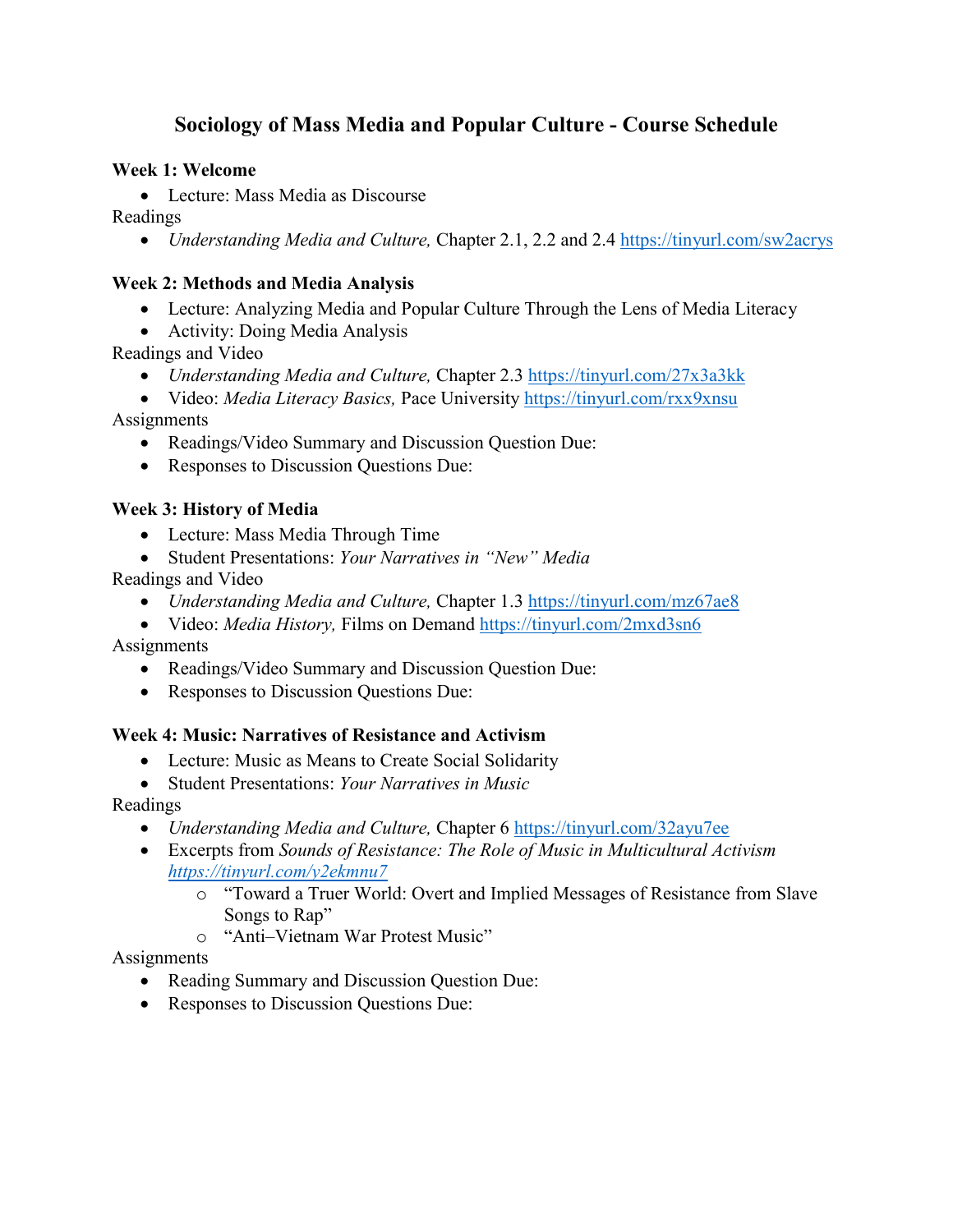# Sociology of Mass Media and Popular Culture - Course Schedule

**Week 1: Welcome**

- Lecture: Mass Media as Discourse

Readings

- *Understanding Media and Culture,* Chapter 2.1, 2.2 and 2.4 https://tinyurl.com/sw2acrys

**Week 2: Methods and Media Analysis**

- Lecture: Analyzing Media and Popular Culture Through the Lens of Media Literacy
- Activity: Doing Media Analysis

Readings and Video

- *Understanding Media and Culture,* Chapter 2.3 https://tinyurl.com/27x3a3kk
- Video: *Media Literacy Basics,* Pace University https://tinyurl.com/rxx9xnsu

Assignments

- Readings/Video Summary and Discussion Question Due:
- Responses to Discussion Questions Due:

**Week 3: History of Media**

- Lecture: Mass Media Through Time
- Student Presentations: *Your Narratives in "New" Media*

Readings and Video

- *Understanding Media and Culture,* Chapter 1.3 https://tinyurl.com/mz67ae8
- Video: *Media History,* Films on Demand https://tinyurl.com/2mxd3sn6

Assignments

- Readings/Video Summary and Discussion Question Due:
- Responses to Discussion Questions Due:

**Week 4: Music: Narratives of Resistance and Activism**

- Lecture: Music as Means to Create Social Solidarity
- Student Presentations: *Your Narratives in Music*

Readings

- *Understanding Media and Culture,* Chapter 6 https://tinyurl.com/32ayu7ee
- Excerpts from *Sounds of Resistance: The Role of Music in Multicultural Activism* *https://tinyurl.com/y2ekmnu7*
  - "Toward a Truer World: Overt and Implied Messages of Resistance from Slave Songs to Rap"
  - "Anti–Vietnam War Protest Music"

Assignments

- Reading Summary and Discussion Question Due:
- Responses to Discussion Questions Due: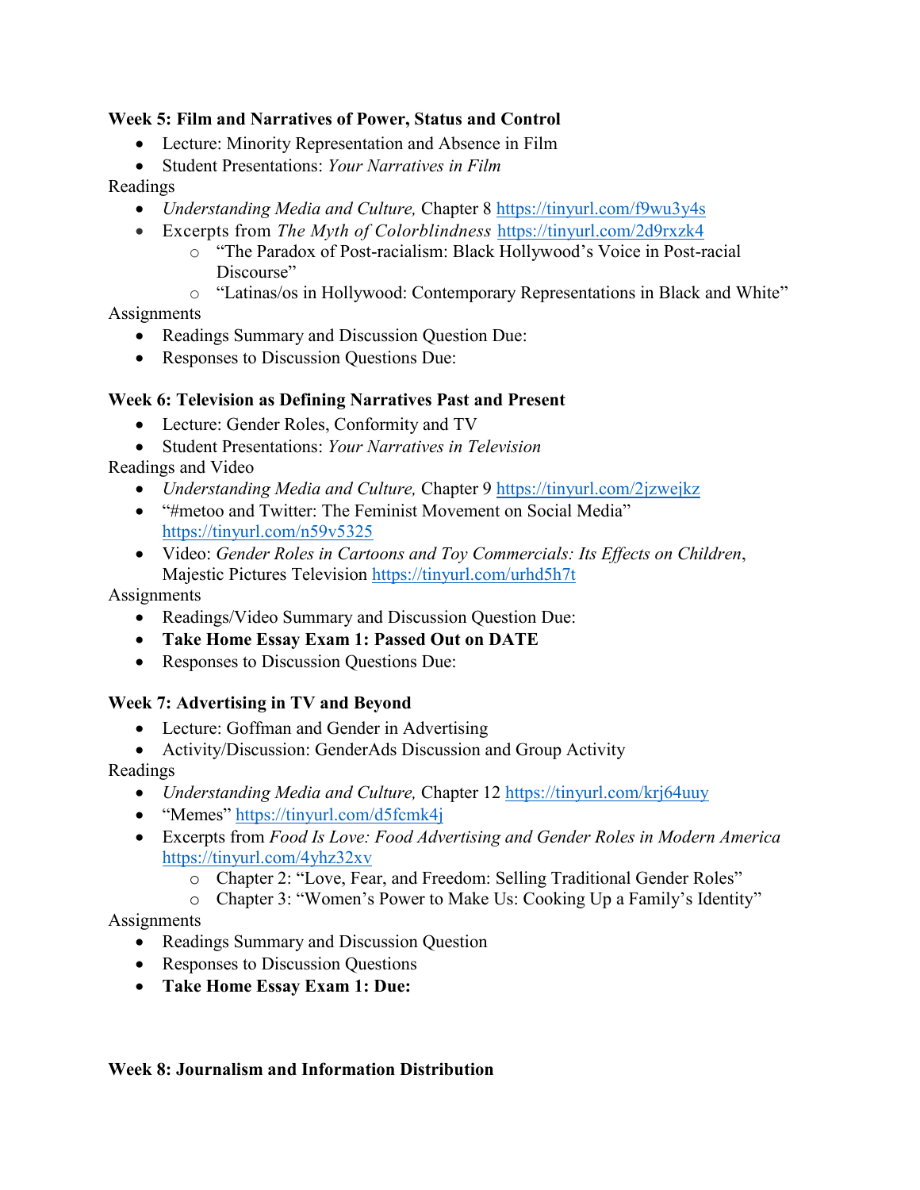**Week 5: Film and Narratives of Power, Status and Control**

- Lecture: Minority Representation and Absence in Film
- Student Presentations: *Your Narratives in Film*

Readings

- *Understanding Media and Culture,* Chapter 8 https://tinyurl.com/f9wu3y4s
- Excerpts from *The Myth of Colorblindness* https://tinyurl.com/2d9rxzk4
  - "The Paradox of Post-racialism: Black Hollywood's Voice in Post-racial Discourse"
  - "Latinas/os in Hollywood: Contemporary Representations in Black and White"

Assignments

- Readings Summary and Discussion Question Due:
- Responses to Discussion Questions Due:

**Week 6: Television as Defining Narratives Past and Present**

- Lecture: Gender Roles, Conformity and TV
- Student Presentations: *Your Narratives in Television*

Readings and Video

- *Understanding Media and Culture,* Chapter 9 https://tinyurl.com/2jzwejkz
- "#metoo and Twitter: The Feminist Movement on Social Media" https://tinyurl.com/n59v5325
- Video: *Gender Roles in Cartoons and Toy Commercials: Its Effects on Children*, Majestic Pictures Television https://tinyurl.com/urhd5h7t

Assignments

- Readings/Video Summary and Discussion Question Due:
- **Take Home Essay Exam 1: Passed Out on DATE**
- Responses to Discussion Questions Due:

**Week 7: Advertising in TV and Beyond**

- Lecture: Goffman and Gender in Advertising
- Activity/Discussion: GenderAds Discussion and Group Activity

Readings

- *Understanding Media and Culture,* Chapter 12 https://tinyurl.com/krj64uuy
- "Memes" https://tinyurl.com/d5fcmk4j
- Excerpts from *Food Is Love: Food Advertising and Gender Roles in Modern America* https://tinyurl.com/4yhz32xv
  - Chapter 2: "Love, Fear, and Freedom: Selling Traditional Gender Roles"
  - Chapter 3: "Women's Power to Make Us: Cooking Up a Family's Identity"

Assignments

- Readings Summary and Discussion Question
- Responses to Discussion Questions
- **Take Home Essay Exam 1: Due:**

**Week 8: Journalism and Information Distribution**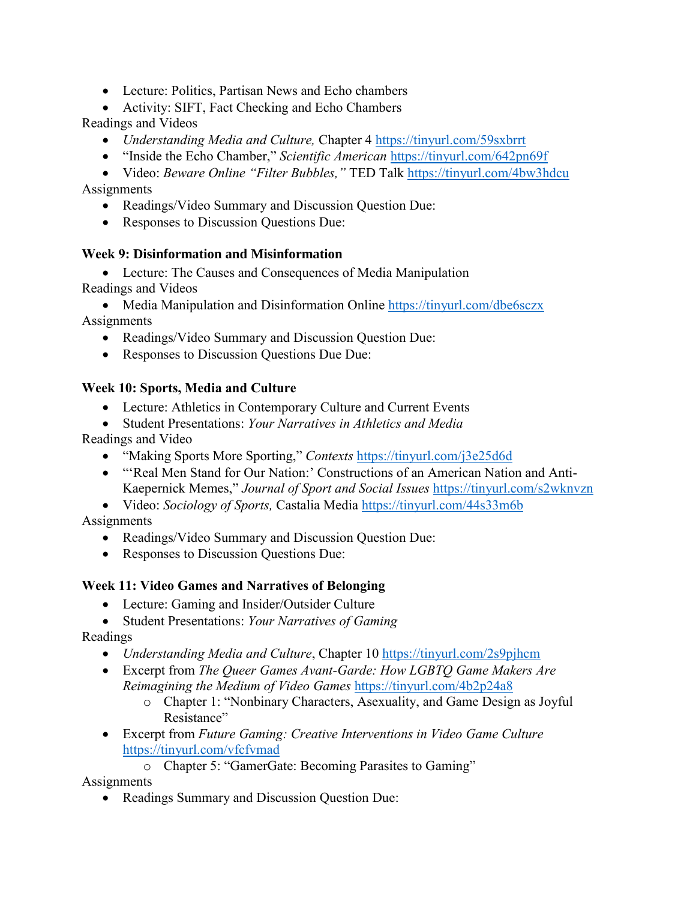- Lecture: Politics, Partisan News and Echo chambers
- Activity: SIFT, Fact Checking and Echo Chambers

Readings and Videos

- *Understanding Media and Culture,* Chapter 4 https://tinyurl.com/59sxbrrt
- "Inside the Echo Chamber," *Scientific American* https://tinyurl.com/642pn69f
- Video: *Beware Online "Filter Bubbles,"* TED Talk https://tinyurl.com/4bw3hdcu

Assignments

- Readings/Video Summary and Discussion Question Due:
- Responses to Discussion Questions Due:

**Week 9: Disinformation and Misinformation**

- Lecture: The Causes and Consequences of Media Manipulation

Readings and Videos

- Media Manipulation and Disinformation Online https://tinyurl.com/dbe6sczx

Assignments

- Readings/Video Summary and Discussion Question Due:
- Responses to Discussion Questions Due Due:

**Week 10: Sports, Media and Culture**

- Lecture: Athletics in Contemporary Culture and Current Events
- Student Presentations: *Your Narratives in Athletics and Media*

Readings and Video

- "Making Sports More Sporting," *Contexts* https://tinyurl.com/j3e25d6d
- "'Real Men Stand for Our Nation:' Constructions of an American Nation and Anti-Kaepernick Memes," *Journal of Sport and Social Issues* https://tinyurl.com/s2wknvzn
- Video: *Sociology of Sports,* Castalia Media https://tinyurl.com/44s33m6b

Assignments

- Readings/Video Summary and Discussion Question Due:
- Responses to Discussion Questions Due:

**Week 11: Video Games and Narratives of Belonging**

- Lecture: Gaming and Insider/Outsider Culture
- Student Presentations: *Your Narratives of Gaming*

Readings

- *Understanding Media and Culture*, Chapter 10 https://tinyurl.com/2s9pjhcm
- Excerpt from *The Queer Games Avant-Garde: How LGBTQ Game Makers Are Reimagining the Medium of Video Games* https://tinyurl.com/4b2p24a8
  - Chapter 1: "Nonbinary Characters, Asexuality, and Game Design as Joyful Resistance"
- Excerpt from *Future Gaming: Creative Interventions in Video Game Culture* https://tinyurl.com/vfcfvmad
  - Chapter 5: "GamerGate: Becoming Parasites to Gaming"

Assignments

- Readings Summary and Discussion Question Due: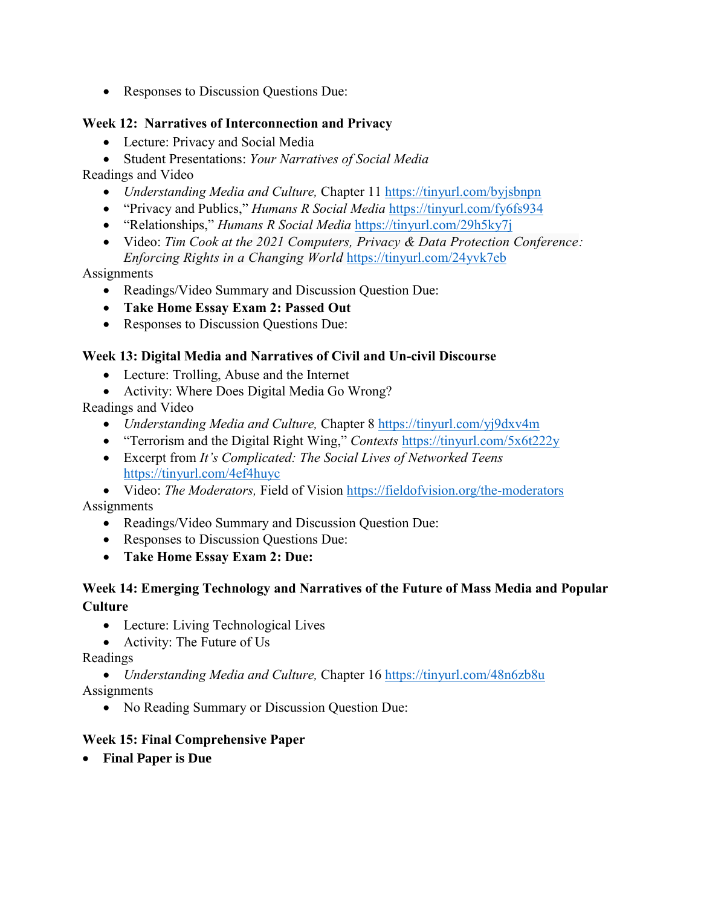- Responses to Discussion Questions Due:

**Week 12: Narratives of Interconnection and Privacy**

- Lecture: Privacy and Social Media
- Student Presentations: *Your Narratives of Social Media*

Readings and Video

- *Understanding Media and Culture,* Chapter 11 https://tinyurl.com/byjsbnpn
- "Privacy and Publics," *Humans R Social Media* https://tinyurl.com/fy6fs934
- "Relationships," *Humans R Social Media* https://tinyurl.com/29h5ky7j
- Video: *Tim Cook at the 2021 Computers, Privacy & Data Protection Conference: Enforcing Rights in a Changing World* https://tinyurl.com/24yvk7eb

Assignments

- Readings/Video Summary and Discussion Question Due:
- **Take Home Essay Exam 2: Passed Out**
- Responses to Discussion Questions Due:

**Week 13: Digital Media and Narratives of Civil and Un-civil Discourse**

- Lecture: Trolling, Abuse and the Internet
- Activity: Where Does Digital Media Go Wrong?

Readings and Video

- *Understanding Media and Culture,* Chapter 8 https://tinyurl.com/yj9dxv4m
- "Terrorism and the Digital Right Wing," *Contexts* https://tinyurl.com/5x6t222y
- Excerpt from *It's Complicated: The Social Lives of Networked Teens* https://tinyurl.com/4ef4huyc
- Video: *The Moderators,* Field of Vision https://fieldofvision.org/the-moderators

Assignments

- Readings/Video Summary and Discussion Question Due:
- Responses to Discussion Questions Due:
- **Take Home Essay Exam 2: Due:**

**Week 14: Emerging Technology and Narratives of the Future of Mass Media and Popular Culture**

- Lecture: Living Technological Lives
- Activity: The Future of Us

Readings

- *Understanding Media and Culture,* Chapter 16 https://tinyurl.com/48n6zb8u

Assignments

- No Reading Summary or Discussion Question Due:

**Week 15: Final Comprehensive Paper**

- **Final Paper is Due**